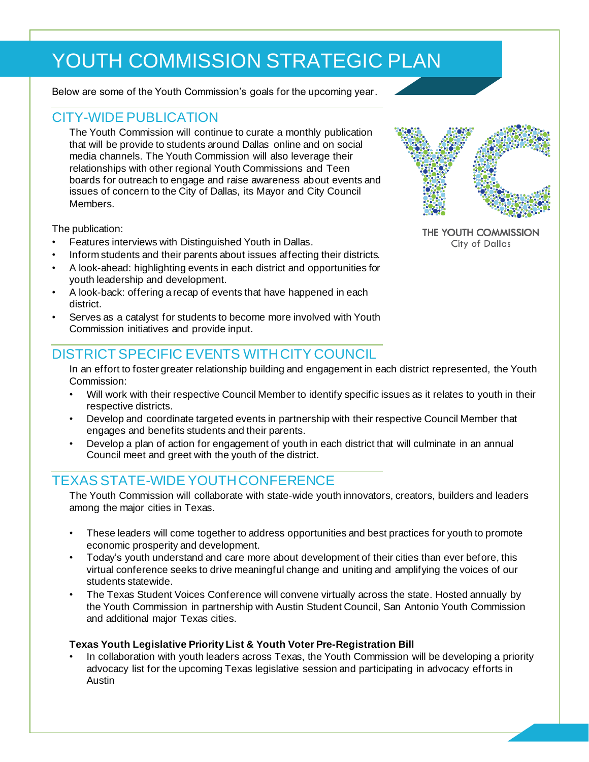# YOUTH COMMISSION STRATEGIC PLAN

Below are some of the Youth Commission's goals for the upcoming year.

THE YOUTH COMMISSION
City of Dallas

## CITY-WIDE PUBLICATION

The Youth Commission will continue to curate a monthly publication that will be provide to students around Dallas online and on social media channels. The Youth Commission will also leverage their relationships with other regional Youth Commissions and Teen boards for outreach to engage and raise awareness about events and issues of concern to the City of Dallas, its Mayor and City Council Members.

The publication:

- Features interviews with Distinguished Youth in Dallas.
- Inform students and their parents about issues affecting their districts.
- A look-ahead: highlighting events in each district and opportunities for youth leadership and development.
- A look-back: offering a recap of events that have happened in each district.
- Serves as a catalyst for students to become more involved with Youth Commission initiatives and provide input.

## DISTRICT SPECIFIC EVENTS WITH CITY COUNCIL

In an effort to foster greater relationship building and engagement in each district represented, the Youth Commission:

- Will work with their respective Council Member to identify specific issues as it relates to youth in their respective districts.
- Develop and coordinate targeted events in partnership with their respective Council Member that engages and benefits students and their parents.
- Develop a plan of action for engagement of youth in each district that will culminate in an annual Council meet and greet with the youth of the district.

## TEXAS STATE-WIDE YOUTH CONFERENCE

The Youth Commission will collaborate with state-wide youth innovators, creators, builders and leaders among the major cities in Texas.

- These leaders will come together to address opportunities and best practices for youth to promote economic prosperity and development.
- Today's youth understand and care more about development of their cities than ever before, this virtual conference seeks to drive meaningful change and uniting and amplifying the voices of our students statewide.
- The Texas Student Voices Conference will convene virtually across the state. Hosted annually by the Youth Commission in partnership with Austin Student Council, San Antonio Youth Commission and additional major Texas cities.

**Texas Youth Legislative Priority List & Youth Voter Pre-Registration Bill**

- In collaboration with youth leaders across Texas, the Youth Commission will be developing a priority advocacy list for the upcoming Texas legislative session and participating in advocacy efforts in Austin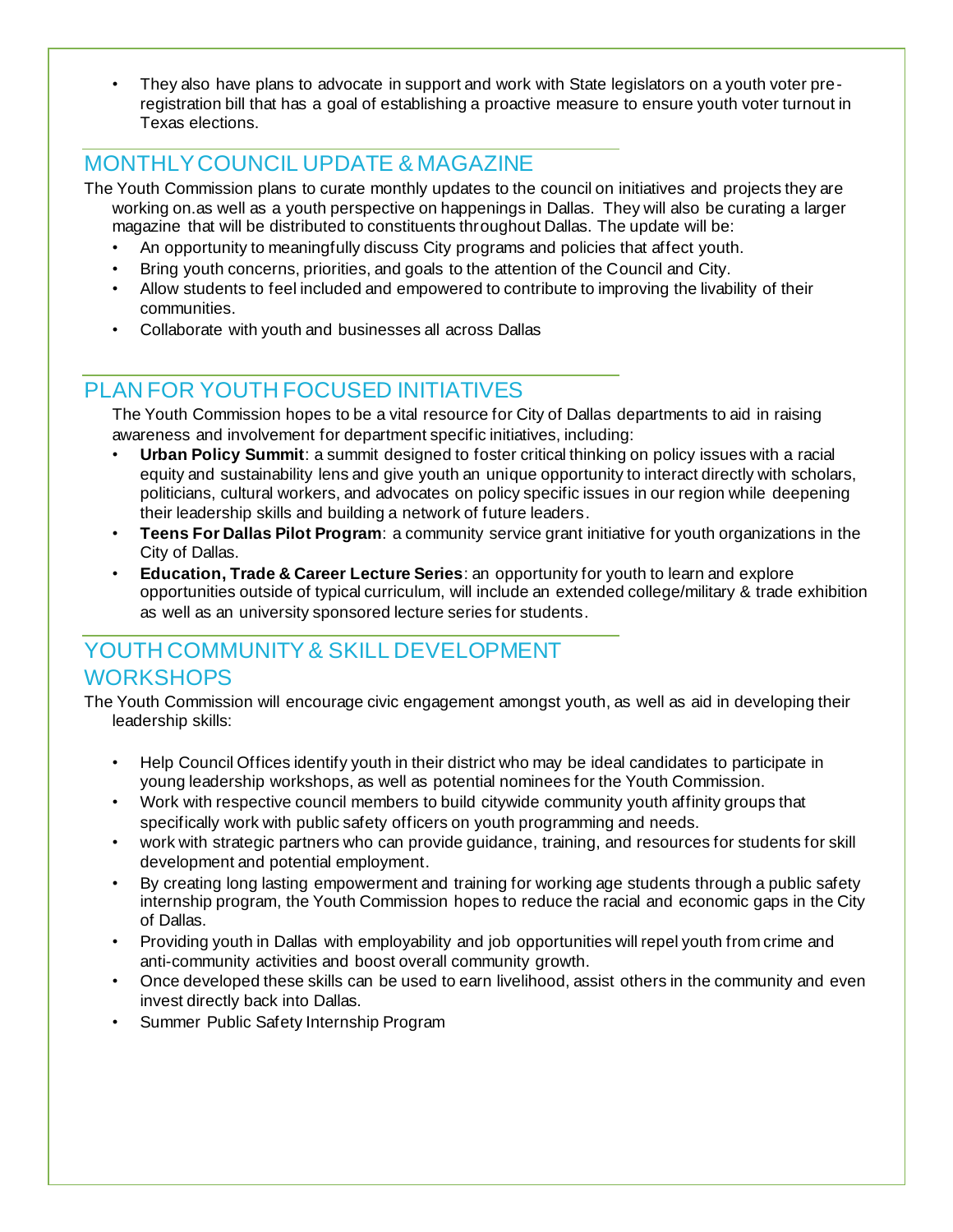- They also have plans to advocate in support and work with State legislators on a youth voter pre-registration bill that has a goal of establishing a proactive measure to ensure youth voter turnout in Texas elections.

## MONTHLY COUNCIL UPDATE & MAGAZINE

The Youth Commission plans to curate monthly updates to the council on initiatives and projects they are working on.as well as a youth perspective on happenings in Dallas. They will also be curating a larger magazine that will be distributed to constituents throughout Dallas. The update will be:

- An opportunity to meaningfully discuss City programs and policies that affect youth.
- Bring youth concerns, priorities, and goals to the attention of the Council and City.
- Allow students to feel included and empowered to contribute to improving the livability of their communities.
- Collaborate with youth and businesses all across Dallas

## PLAN FOR YOUTH FOCUSED INITIATIVES

The Youth Commission hopes to be a vital resource for City of Dallas departments to aid in raising awareness and involvement for department specific initiatives, including:

- **Urban Policy Summit**: a summit designed to foster critical thinking on policy issues with a racial equity and sustainability lens and give youth an unique opportunity to interact directly with scholars, politicians, cultural workers, and advocates on policy specific issues in our region while deepening their leadership skills and building a network of future leaders.
- **Teens For Dallas Pilot Program**: a community service grant initiative for youth organizations in the City of Dallas.
- **Education, Trade & Career Lecture Series**: an opportunity for youth to learn and explore opportunities outside of typical curriculum, will include an extended college/military & trade exhibition as well as an university sponsored lecture series for students.

## YOUTH COMMUNITY & SKILL DEVELOPMENT WORKSHOPS

The Youth Commission will encourage civic engagement amongst youth, as well as aid in developing their leadership skills:

- Help Council Offices identify youth in their district who may be ideal candidates to participate in young leadership workshops, as well as potential nominees for the Youth Commission.
- Work with respective council members to build citywide community youth affinity groups that specifically work with public safety officers on youth programming and needs.
- work with strategic partners who can provide guidance, training, and resources for students for skill development and potential employment.
- By creating long lasting empowerment and training for working age students through a public safety internship program, the Youth Commission hopes to reduce the racial and economic gaps in the City of Dallas.
- Providing youth in Dallas with employability and job opportunities will repel youth from crime and anti-community activities and boost overall community growth.
- Once developed these skills can be used to earn livelihood, assist others in the community and even invest directly back into Dallas.
- Summer Public Safety Internship Program